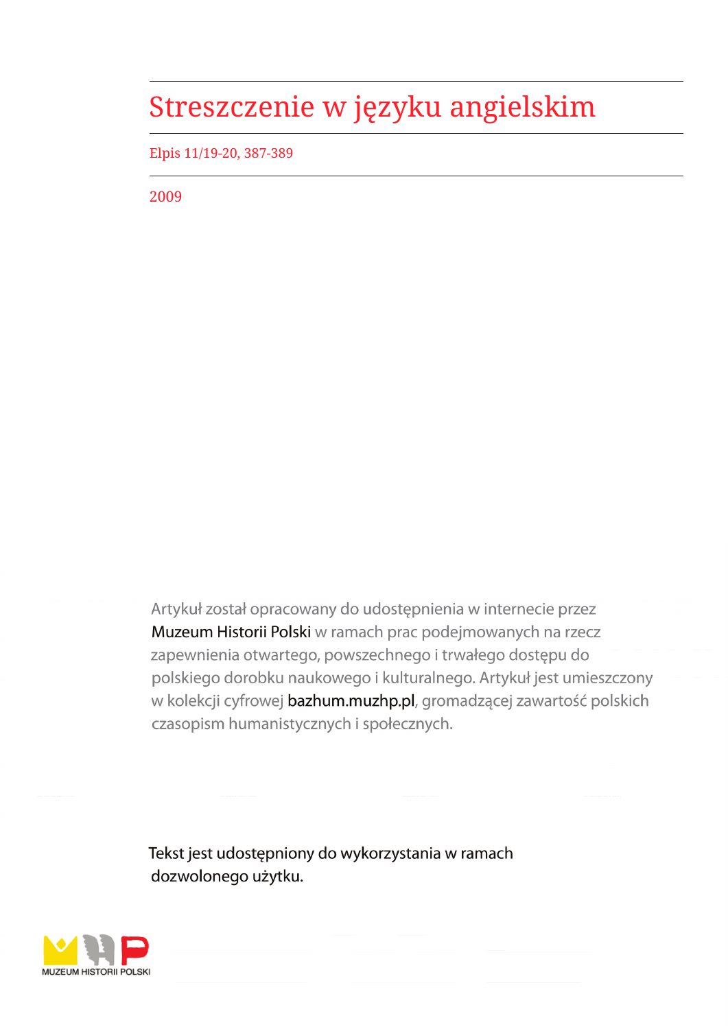# Streszczenie w języku angielskim

Elpis 11/19-20, 387-389

2009

Artykuł został opracowany do udostępnienia w internecie przez Muzeum Historii Polski w ramach prac podejmowanych na rzecz zapewnienia otwartego, powszechnego i trwałego dostępu do polskiego dorobku naukowego i kulturalnego. Artykuł jest umieszczony w kolekcji cyfrowej bazhum.muzhp.pl, gromadzącej zawartość polskich czasopism humanistycznych i społecznych.

Tekst jest udostępniony do wykorzystania w ramach dozwolonego użytku.

MUZEUM HISTORII POLSKI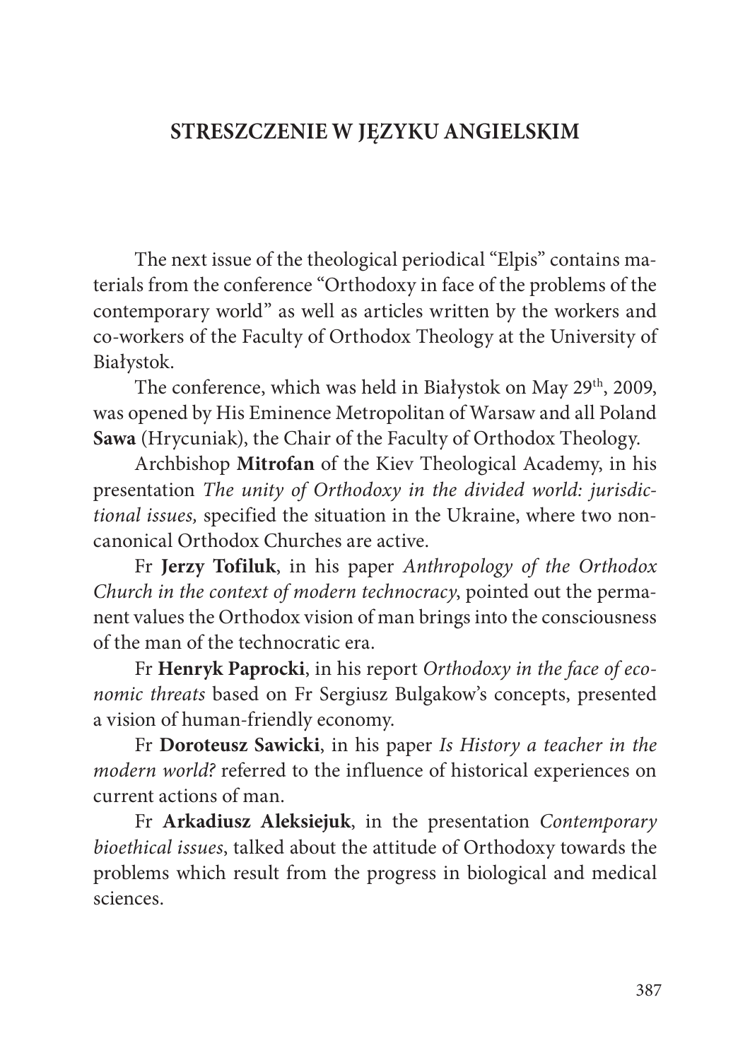## STRESZCZENIE W JĘZYKU ANGIELSKIM

The next issue of the theological periodical "Elpis" contains materials from the conference "Orthodoxy in face of the problems of the contemporary world" as well as articles written by the workers and co-workers of the Faculty of Orthodox Theology at the University of Białystok.

The conference, which was held in Białystok on May 29th, 2009, was opened by His Eminence Metropolitan of Warsaw and all Poland **Sawa** (Hrycuniak), the Chair of the Faculty of Orthodox Theology.

Archbishop **Mitrofan** of the Kiev Theological Academy, in his presentation *The unity of Orthodoxy in the divided world: jurisdictional issues,* specified the situation in the Ukraine, where two noncanonical Orthodox Churches are active.

Fr **Jerzy Tofiluk**, in his paper *Anthropology of the Orthodox Church in the context of modern technocracy*, pointed out the permanent values the Orthodox vision of man brings into the consciousness of the man of the technocratic era.

Fr **Henryk Paprocki**, in his report *Orthodoxy in the face of economic threats* based on Fr Sergiusz Bulgakow's concepts, presented a vision of human-friendly economy.

Fr **Doroteusz Sawicki**, in his paper *Is History a teacher in the modern world?* referred to the influence of historical experiences on current actions of man.

Fr **Arkadiusz Aleksiejuk**, in the presentation *Contemporary bioethical issues*, talked about the attitude of Orthodoxy towards the problems which result from the progress in biological and medical sciences.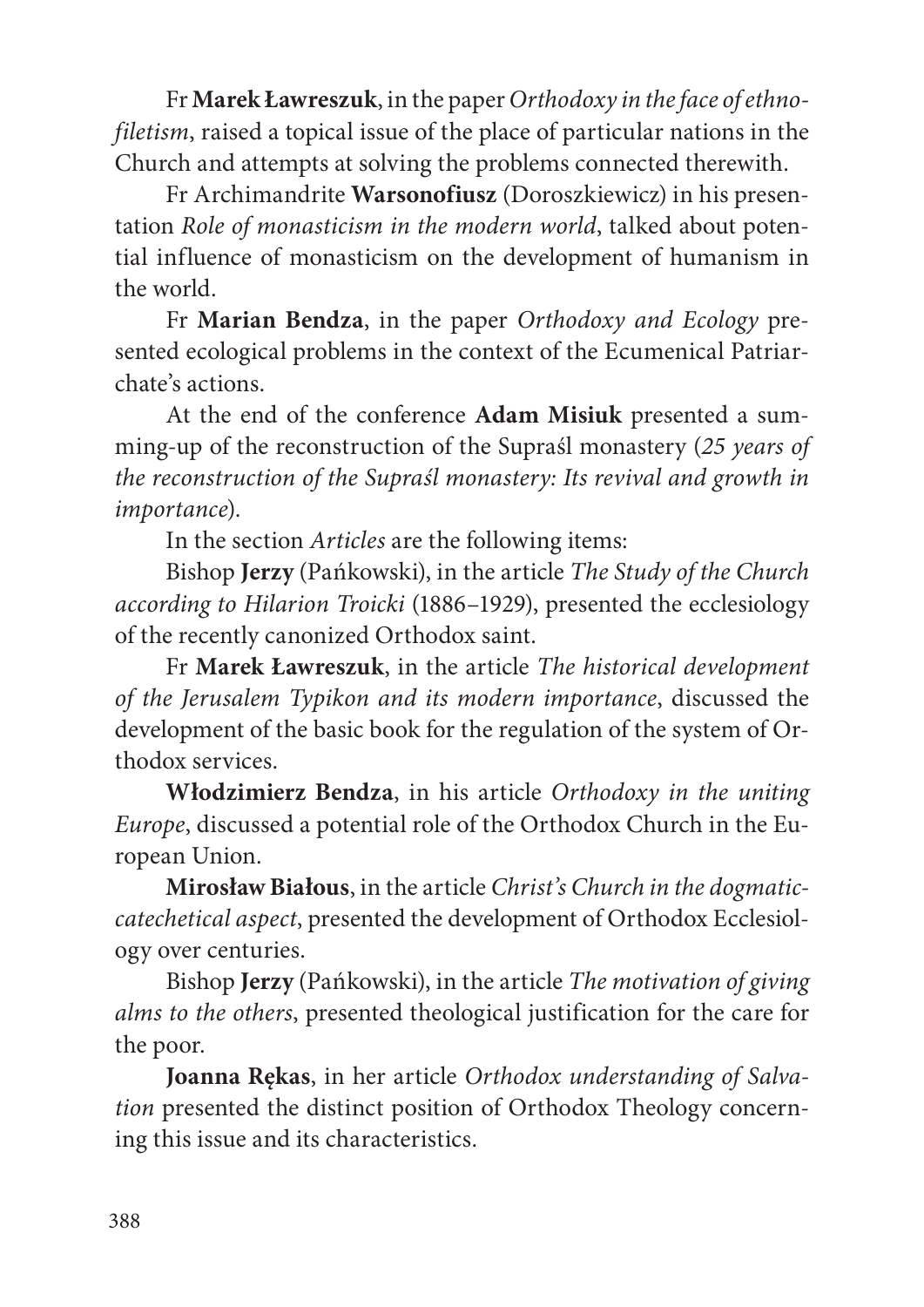Fr **Marek Ławreszuk**, in the paper *Orthodoxy in the face of ethnofiletism*, raised a topical issue of the place of particular nations in the Church and attempts at solving the problems connected therewith.

Fr Archimandrite **Warsonofiusz** (Doroszkiewicz) in his presentation *Role of monasticism in the modern world*, talked about potential influence of monasticism on the development of humanism in the world.

Fr **Marian Bendza**, in the paper *Orthodoxy and Ecology* presented ecological problems in the context of the Ecumenical Patriarchate's actions.

At the end of the conference **Adam Misiuk** presented a summing-up of the reconstruction of the Supraśl monastery (*25 years of the reconstruction of the Supraśl monastery: Its revival and growth in importance*).

In the section *Articles* are the following items:

Bishop **Jerzy** (Pańkowski), in the article *The Study of the Church according to Hilarion Troicki* (1886–1929), presented the ecclesiology of the recently canonized Orthodox saint.

Fr **Marek Ławreszuk**, in the article *The historical development of the Jerusalem Typikon and its modern importance*, discussed the development of the basic book for the regulation of the system of Orthodox services.

**Włodzimierz Bendza**, in his article *Orthodoxy in the uniting Europe*, discussed a potential role of the Orthodox Church in the European Union.

**Mirosław Białous**, in the article *Christ's Church in the dogmatic-catechetical aspect*, presented the development of Orthodox Ecclesiology over centuries.

Bishop **Jerzy** (Pańkowski), in the article *The motivation of giving alms to the others*, presented theological justification for the care for the poor.

**Joanna Rękas**, in her article *Orthodox understanding of Salvation* presented the distinct position of Orthodox Theology concerning this issue and its characteristics.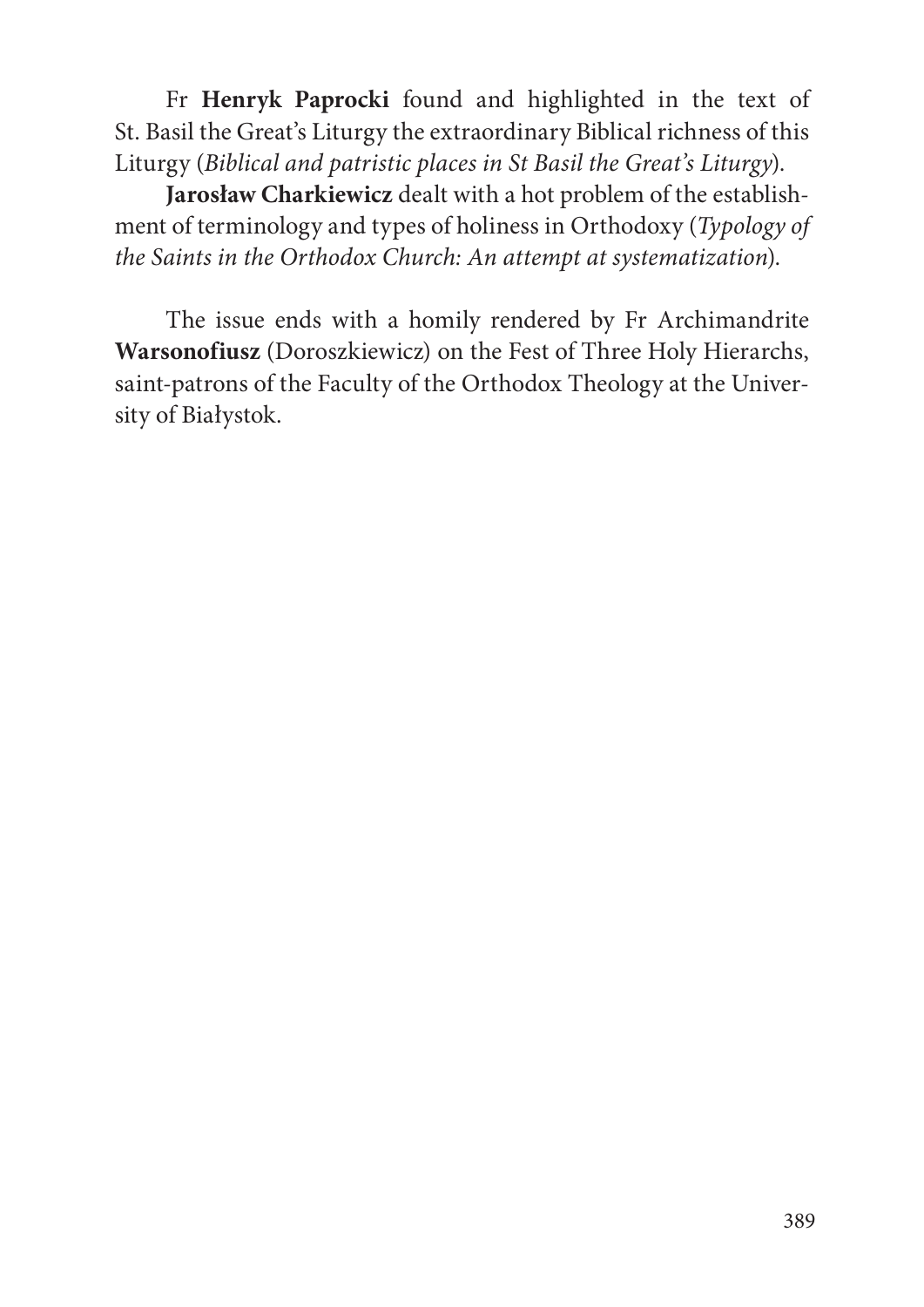Fr **Henryk Paprocki** found and highlighted in the text of St. Basil the Great's Liturgy the extraordinary Biblical richness of this Liturgy (*Biblical and patristic places in St Basil the Great's Liturgy*).

**Jarosław Charkiewicz** dealt with a hot problem of the establishment of terminology and types of holiness in Orthodoxy (*Typology of the Saints in the Orthodox Church: An attempt at systematization*).

The issue ends with a homily rendered by Fr Archimandrite **Warsonofiusz** (Doroszkiewicz) on the Fest of Three Holy Hierarchs, saint-patrons of the Faculty of the Orthodox Theology at the University of Białystok.